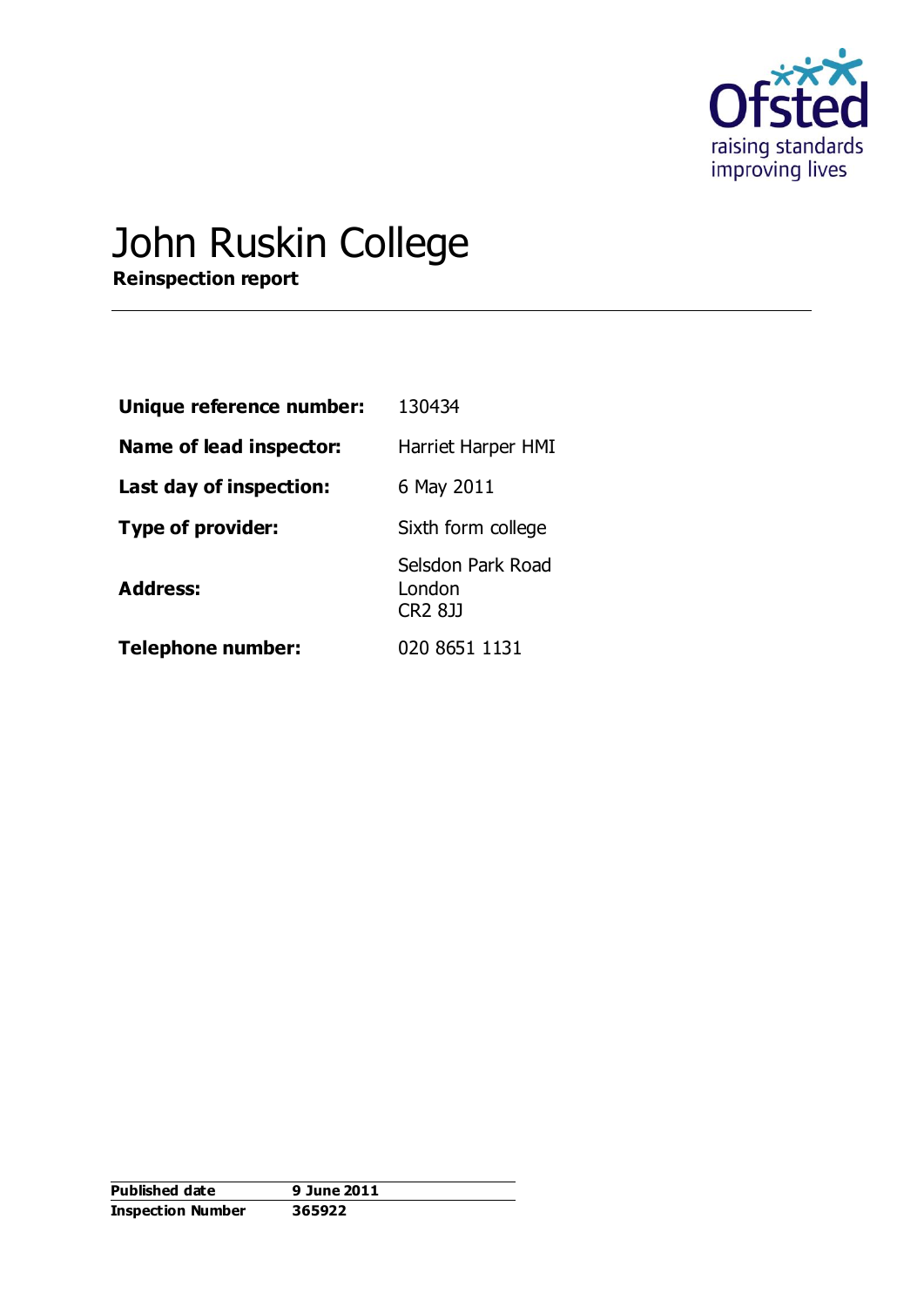# John Ruskin College

**Reinspection report**

| | |
|---|---|
| **Unique reference number:** | 130434 |
| **Name of lead inspector:** | Harriet Harper HMI |
| **Last day of inspection:** | 6 May 2011 |
| **Type of provider:** | Sixth form college |
| **Address:** | Selsdon Park Road<br>London<br>CR2 8JJ |
| **Telephone number:** | 020 8651 1131 |

| | |
|---|---|
| **Published date** | **9 June 2011** |
| **Inspection Number** | **365922** |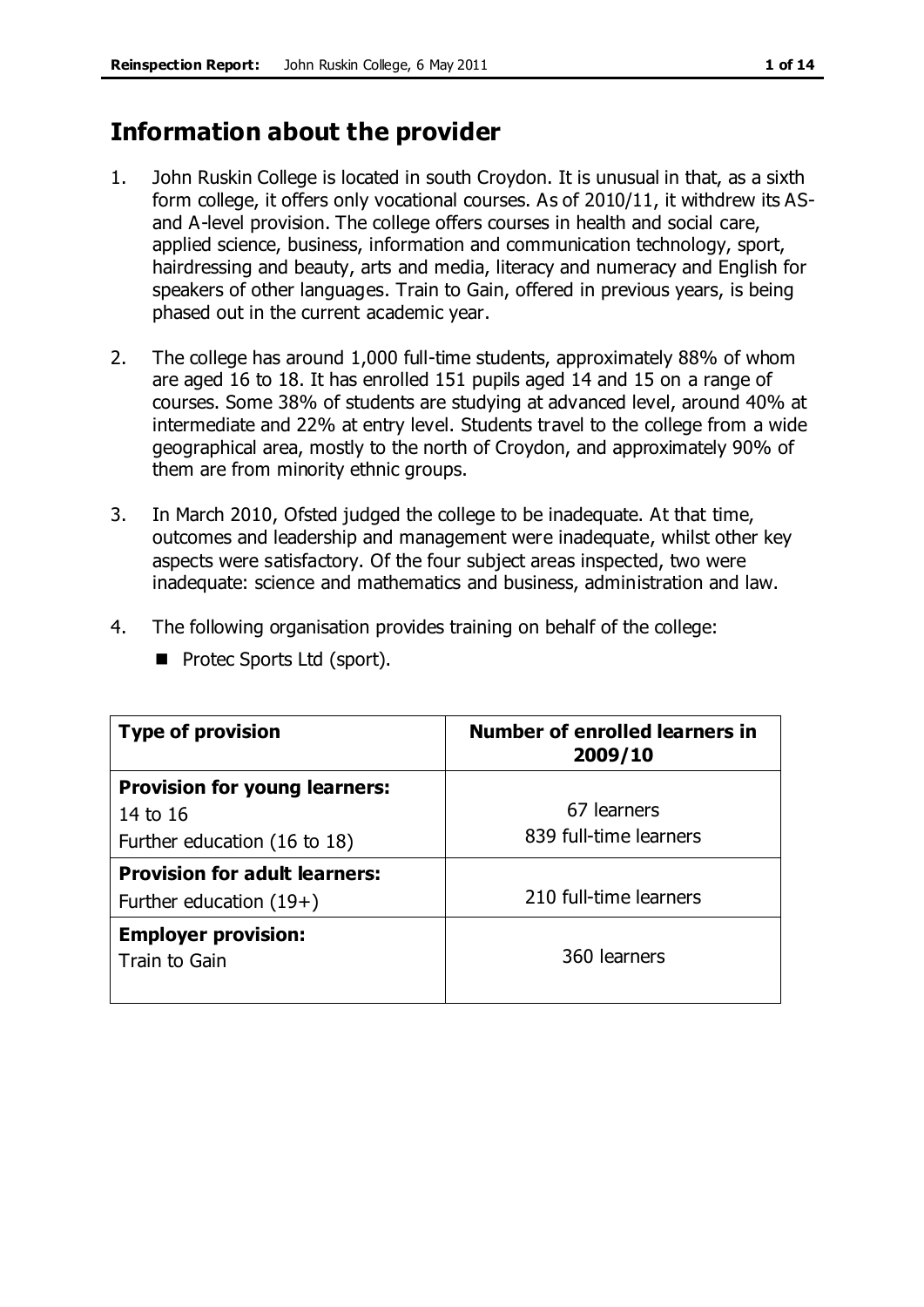# Information about the provider

1. John Ruskin College is located in south Croydon. It is unusual in that, as a sixth form college, it offers only vocational courses. As of 2010/11, it withdrew its AS- and A-level provision. The college offers courses in health and social care, applied science, business, information and communication technology, sport, hairdressing and beauty, arts and media, literacy and numeracy and English for speakers of other languages. Train to Gain, offered in previous years, is being phased out in the current academic year.

2. The college has around 1,000 full-time students, approximately 88% of whom are aged 16 to 18. It has enrolled 151 pupils aged 14 and 15 on a range of courses. Some 38% of students are studying at advanced level, around 40% at intermediate and 22% at entry level. Students travel to the college from a wide geographical area, mostly to the north of Croydon, and approximately 90% of them are from minority ethnic groups.

3. In March 2010, Ofsted judged the college to be inadequate. At that time, outcomes and leadership and management were inadequate, whilst other key aspects were satisfactory. Of the four subject areas inspected, two were inadequate: science and mathematics and business, administration and law.

4. The following organisation provides training on behalf of the college:
   - Protec Sports Ltd (sport).

| Type of provision | Number of enrolled learners in 2009/10 |
|---|---|
| **Provision for young learners:** | |
| 14 to 16 | 67 learners |
| Further education (16 to 18) | 839 full-time learners |
| **Provision for adult learners:** | |
| Further education (19+) | 210 full-time learners |
| **Employer provision:** | |
| Train to Gain | 360 learners |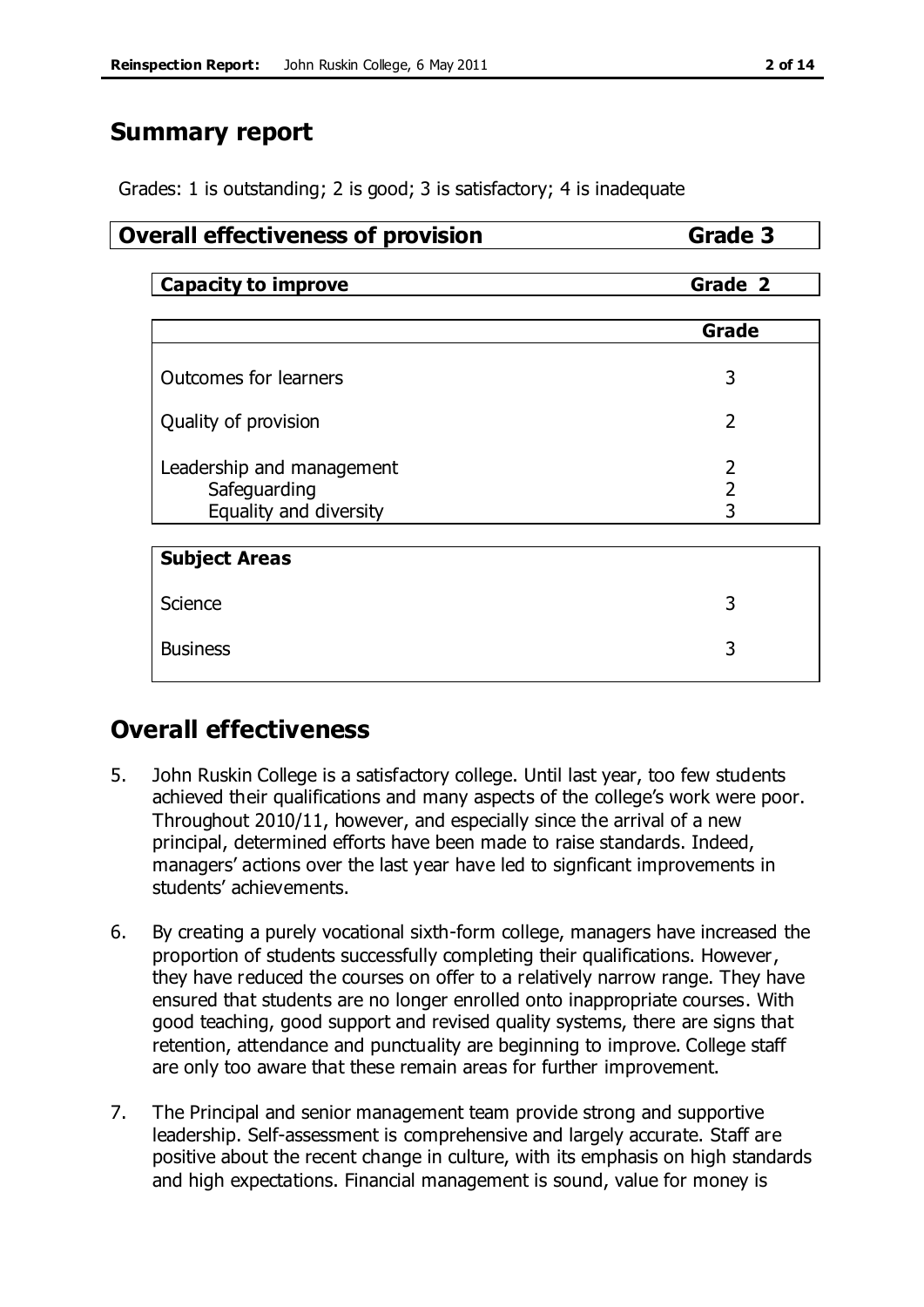## Summary report

Grades: 1 is outstanding; 2 is good; 3 is satisfactory; 4 is inadequate

| **Overall effectiveness of provision** | **Grade 3** |
|---|---|

| **Capacity to improve** | **Grade 2** |
|---|---|

| | **Grade** |
|---|---|
| Outcomes for learners | 3 |
| Quality of provision | 2 |
| Leadership and management | 2 |
| Safeguarding | 2 |
| Equality and diversity | 3 |

| **Subject Areas** | |
|---|---|
| Science | 3 |
| Business | 3 |

## Overall effectiveness

5. John Ruskin College is a satisfactory college. Until last year, too few students achieved their qualifications and many aspects of the college's work were poor. Throughout 2010/11, however, and especially since the arrival of a new principal, determined efforts have been made to raise standards. Indeed, managers' actions over the last year have led to signficant improvements in students' achievements.

6. By creating a purely vocational sixth-form college, managers have increased the proportion of students successfully completing their qualifications. However, they have reduced the courses on offer to a relatively narrow range. They have ensured that students are no longer enrolled onto inappropriate courses. With good teaching, good support and revised quality systems, there are signs that retention, attendance and punctuality are beginning to improve. College staff are only too aware that these remain areas for further improvement.

7. The Principal and senior management team provide strong and supportive leadership. Self-assessment is comprehensive and largely accurate. Staff are positive about the recent change in culture, with its emphasis on high standards and high expectations. Financial management is sound, value for money is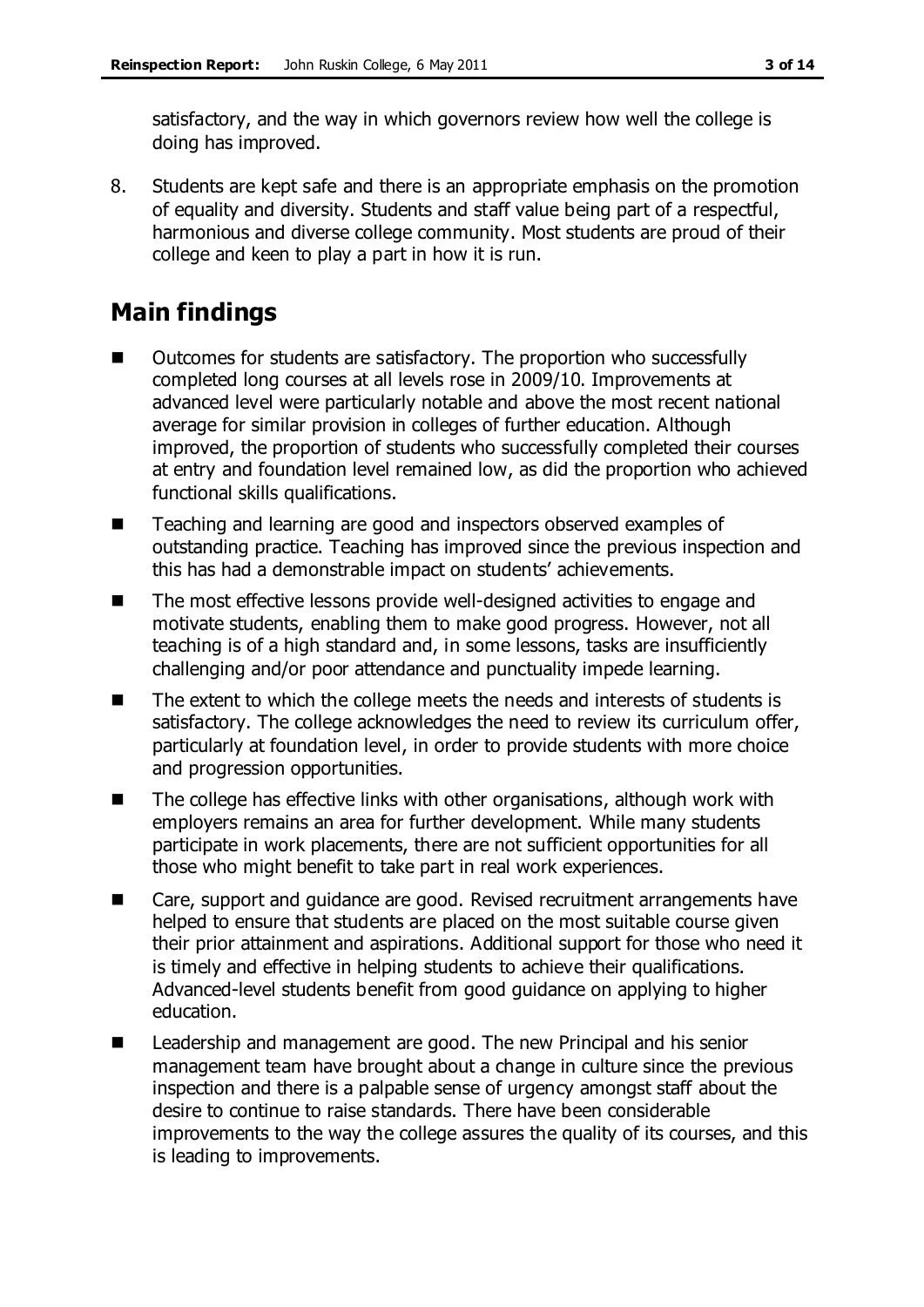satisfactory, and the way in which governors review how well the college is doing has improved.

8. Students are kept safe and there is an appropriate emphasis on the promotion of equality and diversity. Students and staff value being part of a respectful, harmonious and diverse college community. Most students are proud of their college and keen to play a part in how it is run.

## Main findings

- Outcomes for students are satisfactory. The proportion who successfully completed long courses at all levels rose in 2009/10. Improvements at advanced level were particularly notable and above the most recent national average for similar provision in colleges of further education. Although improved, the proportion of students who successfully completed their courses at entry and foundation level remained low, as did the proportion who achieved functional skills qualifications.
- Teaching and learning are good and inspectors observed examples of outstanding practice. Teaching has improved since the previous inspection and this has had a demonstrable impact on students' achievements.
- The most effective lessons provide well-designed activities to engage and motivate students, enabling them to make good progress. However, not all teaching is of a high standard and, in some lessons, tasks are insufficiently challenging and/or poor attendance and punctuality impede learning.
- The extent to which the college meets the needs and interests of students is satisfactory. The college acknowledges the need to review its curriculum offer, particularly at foundation level, in order to provide students with more choice and progression opportunities.
- The college has effective links with other organisations, although work with employers remains an area for further development. While many students participate in work placements, there are not sufficient opportunities for all those who might benefit to take part in real work experiences.
- Care, support and guidance are good. Revised recruitment arrangements have helped to ensure that students are placed on the most suitable course given their prior attainment and aspirations. Additional support for those who need it is timely and effective in helping students to achieve their qualifications. Advanced-level students benefit from good guidance on applying to higher education.
- Leadership and management are good. The new Principal and his senior management team have brought about a change in culture since the previous inspection and there is a palpable sense of urgency amongst staff about the desire to continue to raise standards. There have been considerable improvements to the way the college assures the quality of its courses, and this is leading to improvements.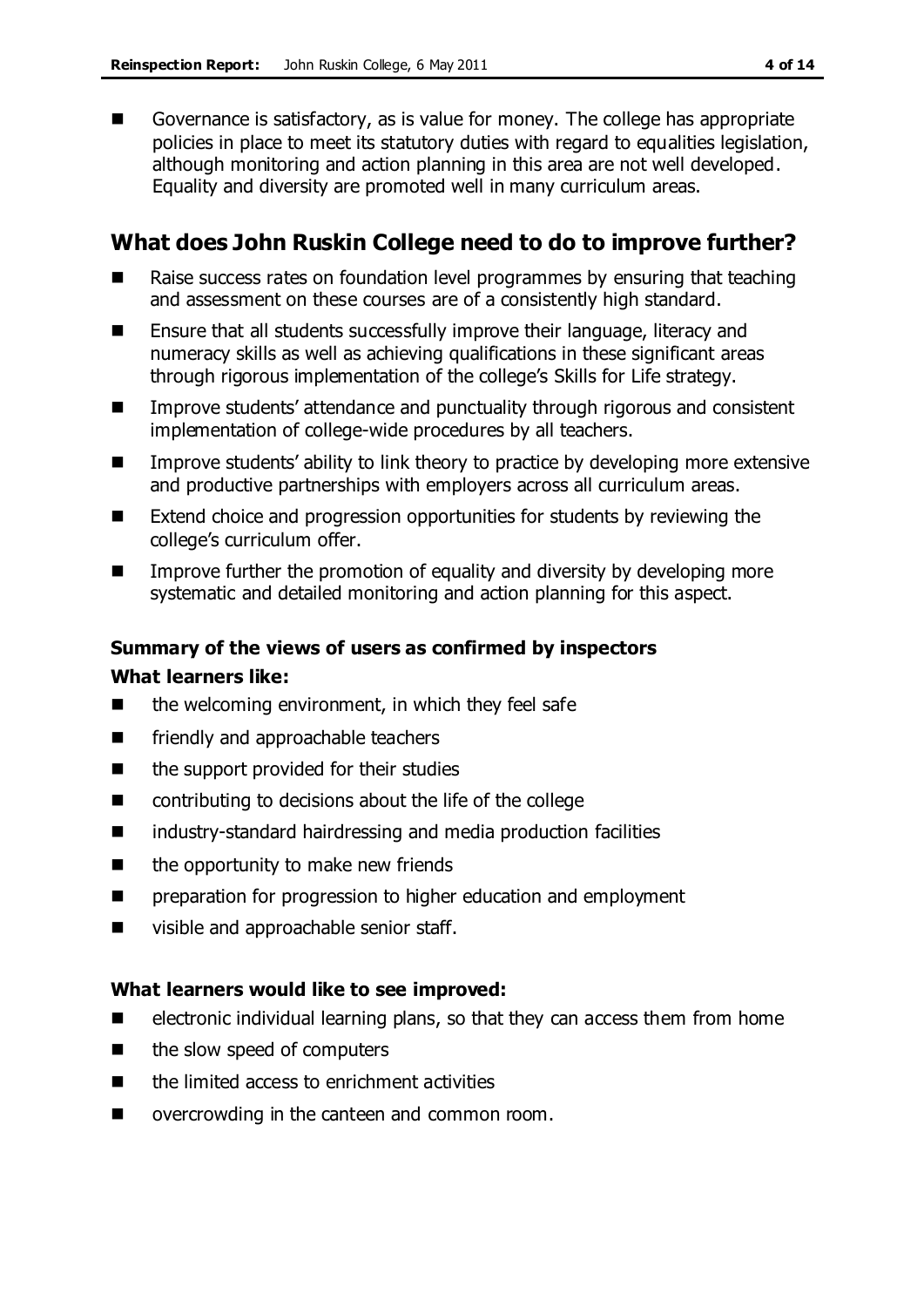- Governance is satisfactory, as is value for money. The college has appropriate policies in place to meet its statutory duties with regard to equalities legislation, although monitoring and action planning in this area are not well developed. Equality and diversity are promoted well in many curriculum areas.

## What does John Ruskin College need to do to improve further?

- Raise success rates on foundation level programmes by ensuring that teaching and assessment on these courses are of a consistently high standard.
- Ensure that all students successfully improve their language, literacy and numeracy skills as well as achieving qualifications in these significant areas through rigorous implementation of the college's Skills for Life strategy.
- Improve students' attendance and punctuality through rigorous and consistent implementation of college-wide procedures by all teachers.
- Improve students' ability to link theory to practice by developing more extensive and productive partnerships with employers across all curriculum areas.
- Extend choice and progression opportunities for students by reviewing the college's curriculum offer.
- Improve further the promotion of equality and diversity by developing more systematic and detailed monitoring and action planning for this aspect.

### Summary of the views of users as confirmed by inspectors

#### What learners like:

- the welcoming environment, in which they feel safe
- friendly and approachable teachers
- the support provided for their studies
- contributing to decisions about the life of the college
- industry-standard hairdressing and media production facilities
- the opportunity to make new friends
- preparation for progression to higher education and employment
- visible and approachable senior staff.

#### What learners would like to see improved:

- electronic individual learning plans, so that they can access them from home
- the slow speed of computers
- the limited access to enrichment activities
- overcrowding in the canteen and common room.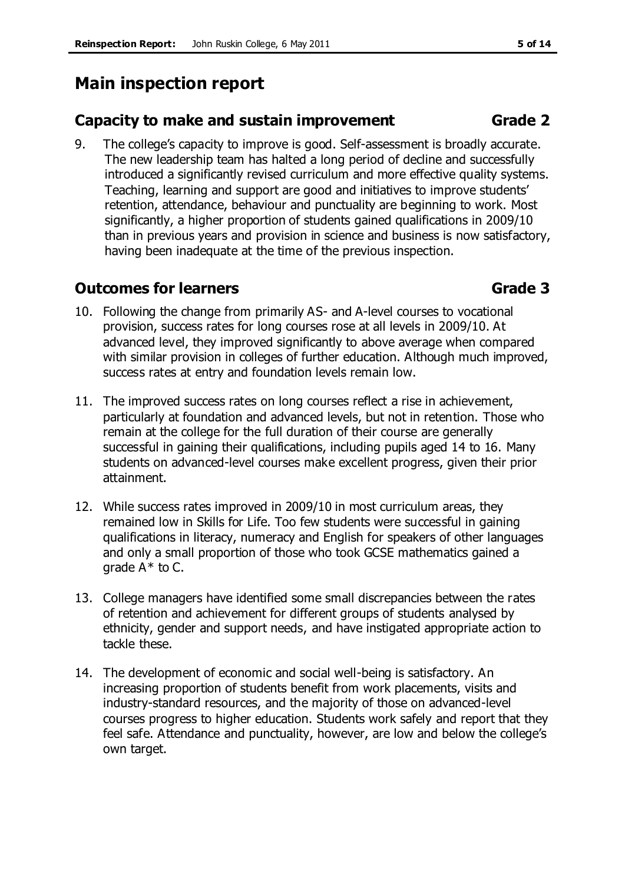# Main inspection report

## Capacity to make and sustain improvement Grade 2

9. The college's capacity to improve is good. Self-assessment is broadly accurate. The new leadership team has halted a long period of decline and successfully introduced a significantly revised curriculum and more effective quality systems. Teaching, learning and support are good and initiatives to improve students' retention, attendance, behaviour and punctuality are beginning to work. Most significantly, a higher proportion of students gained qualifications in 2009/10 than in previous years and provision in science and business is now satisfactory, having been inadequate at the time of the previous inspection.

## Outcomes for learners Grade 3

10. Following the change from primarily AS- and A-level courses to vocational provision, success rates for long courses rose at all levels in 2009/10. At advanced level, they improved significantly to above average when compared with similar provision in colleges of further education. Although much improved, success rates at entry and foundation levels remain low.

11. The improved success rates on long courses reflect a rise in achievement, particularly at foundation and advanced levels, but not in retention. Those who remain at the college for the full duration of their course are generally successful in gaining their qualifications, including pupils aged 14 to 16. Many students on advanced-level courses make excellent progress, given their prior attainment.

12. While success rates improved in 2009/10 in most curriculum areas, they remained low in Skills for Life. Too few students were successful in gaining qualifications in literacy, numeracy and English for speakers of other languages and only a small proportion of those who took GCSE mathematics gained a grade A* to C.

13. College managers have identified some small discrepancies between the rates of retention and achievement for different groups of students analysed by ethnicity, gender and support needs, and have instigated appropriate action to tackle these.

14. The development of economic and social well-being is satisfactory. An increasing proportion of students benefit from work placements, visits and industry-standard resources, and the majority of those on advanced-level courses progress to higher education. Students work safely and report that they feel safe. Attendance and punctuality, however, are low and below the college's own target.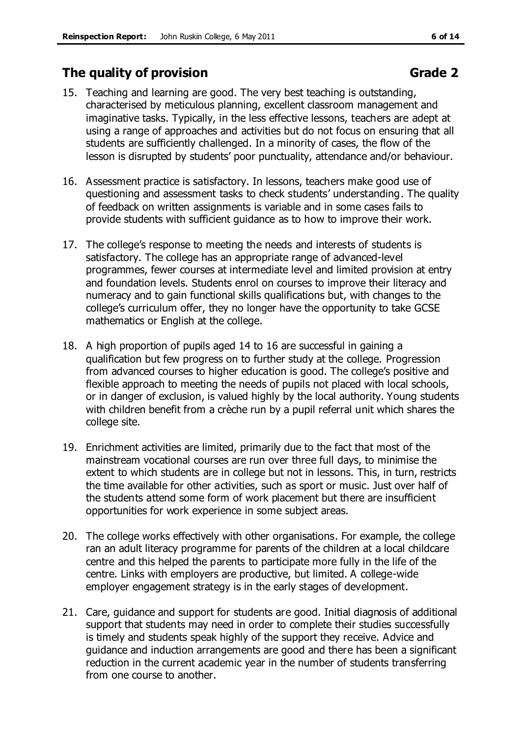## The quality of provision Grade 2

15. Teaching and learning are good. The very best teaching is outstanding, characterised by meticulous planning, excellent classroom management and imaginative tasks. Typically, in the less effective lessons, teachers are adept at using a range of approaches and activities but do not focus on ensuring that all students are sufficiently challenged. In a minority of cases, the flow of the lesson is disrupted by students' poor punctuality, attendance and/or behaviour.

16. Assessment practice is satisfactory. In lessons, teachers make good use of questioning and assessment tasks to check students' understanding. The quality of feedback on written assignments is variable and in some cases fails to provide students with sufficient guidance as to how to improve their work.

17. The college's response to meeting the needs and interests of students is satisfactory. The college has an appropriate range of advanced-level programmes, fewer courses at intermediate level and limited provision at entry and foundation levels. Students enrol on courses to improve their literacy and numeracy and to gain functional skills qualifications but, with changes to the college's curriculum offer, they no longer have the opportunity to take GCSE mathematics or English at the college.

18. A high proportion of pupils aged 14 to 16 are successful in gaining a qualification but few progress on to further study at the college. Progression from advanced courses to higher education is good. The college's positive and flexible approach to meeting the needs of pupils not placed with local schools, or in danger of exclusion, is valued highly by the local authority. Young students with children benefit from a crèche run by a pupil referral unit which shares the college site.

19. Enrichment activities are limited, primarily due to the fact that most of the mainstream vocational courses are run over three full days, to minimise the extent to which students are in college but not in lessons. This, in turn, restricts the time available for other activities, such as sport or music. Just over half of the students attend some form of work placement but there are insufficient opportunities for work experience in some subject areas.

20. The college works effectively with other organisations. For example, the college ran an adult literacy programme for parents of the children at a local childcare centre and this helped the parents to participate more fully in the life of the centre. Links with employers are productive, but limited. A college-wide employer engagement strategy is in the early stages of development.

21. Care, guidance and support for students are good. Initial diagnosis of additional support that students may need in order to complete their studies successfully is timely and students speak highly of the support they receive. Advice and guidance and induction arrangements are good and there has been a significant reduction in the current academic year in the number of students transferring from one course to another.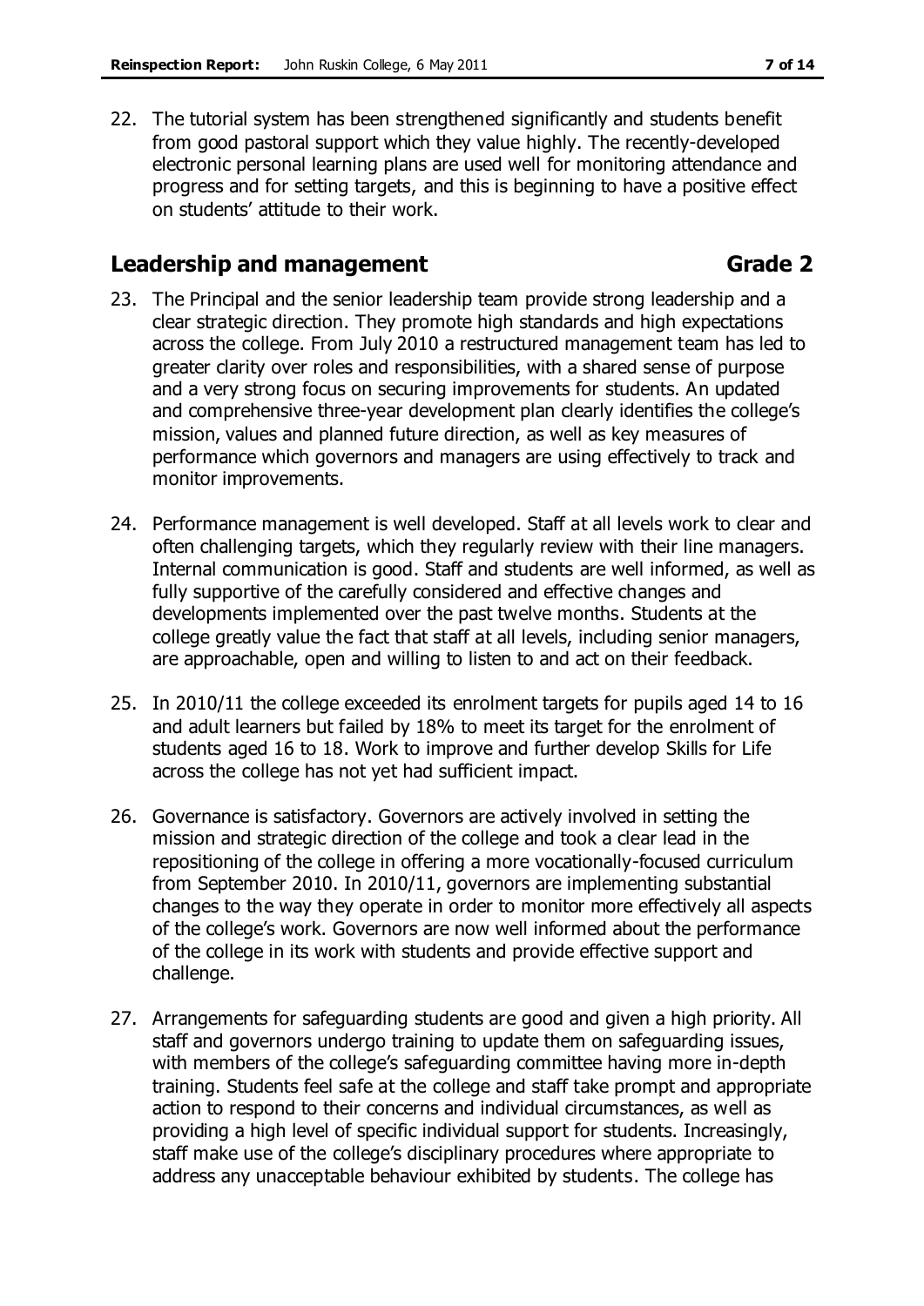22. The tutorial system has been strengthened significantly and students benefit from good pastoral support which they value highly. The recently-developed electronic personal learning plans are used well for monitoring attendance and progress and for setting targets, and this is beginning to have a positive effect on students' attitude to their work.

## Leadership and management Grade 2

23. The Principal and the senior leadership team provide strong leadership and a clear strategic direction. They promote high standards and high expectations across the college. From July 2010 a restructured management team has led to greater clarity over roles and responsibilities, with a shared sense of purpose and a very strong focus on securing improvements for students. An updated and comprehensive three-year development plan clearly identifies the college's mission, values and planned future direction, as well as key measures of performance which governors and managers are using effectively to track and monitor improvements.

24. Performance management is well developed. Staff at all levels work to clear and often challenging targets, which they regularly review with their line managers. Internal communication is good. Staff and students are well informed, as well as fully supportive of the carefully considered and effective changes and developments implemented over the past twelve months. Students at the college greatly value the fact that staff at all levels, including senior managers, are approachable, open and willing to listen to and act on their feedback.

25. In 2010/11 the college exceeded its enrolment targets for pupils aged 14 to 16 and adult learners but failed by 18% to meet its target for the enrolment of students aged 16 to 18. Work to improve and further develop Skills for Life across the college has not yet had sufficient impact.

26. Governance is satisfactory. Governors are actively involved in setting the mission and strategic direction of the college and took a clear lead in the repositioning of the college in offering a more vocationally-focused curriculum from September 2010. In 2010/11, governors are implementing substantial changes to the way they operate in order to monitor more effectively all aspects of the college's work. Governors are now well informed about the performance of the college in its work with students and provide effective support and challenge.

27. Arrangements for safeguarding students are good and given a high priority. All staff and governors undergo training to update them on safeguarding issues, with members of the college's safeguarding committee having more in-depth training. Students feel safe at the college and staff take prompt and appropriate action to respond to their concerns and individual circumstances, as well as providing a high level of specific individual support for students. Increasingly, staff make use of the college's disciplinary procedures where appropriate to address any unacceptable behaviour exhibited by students. The college has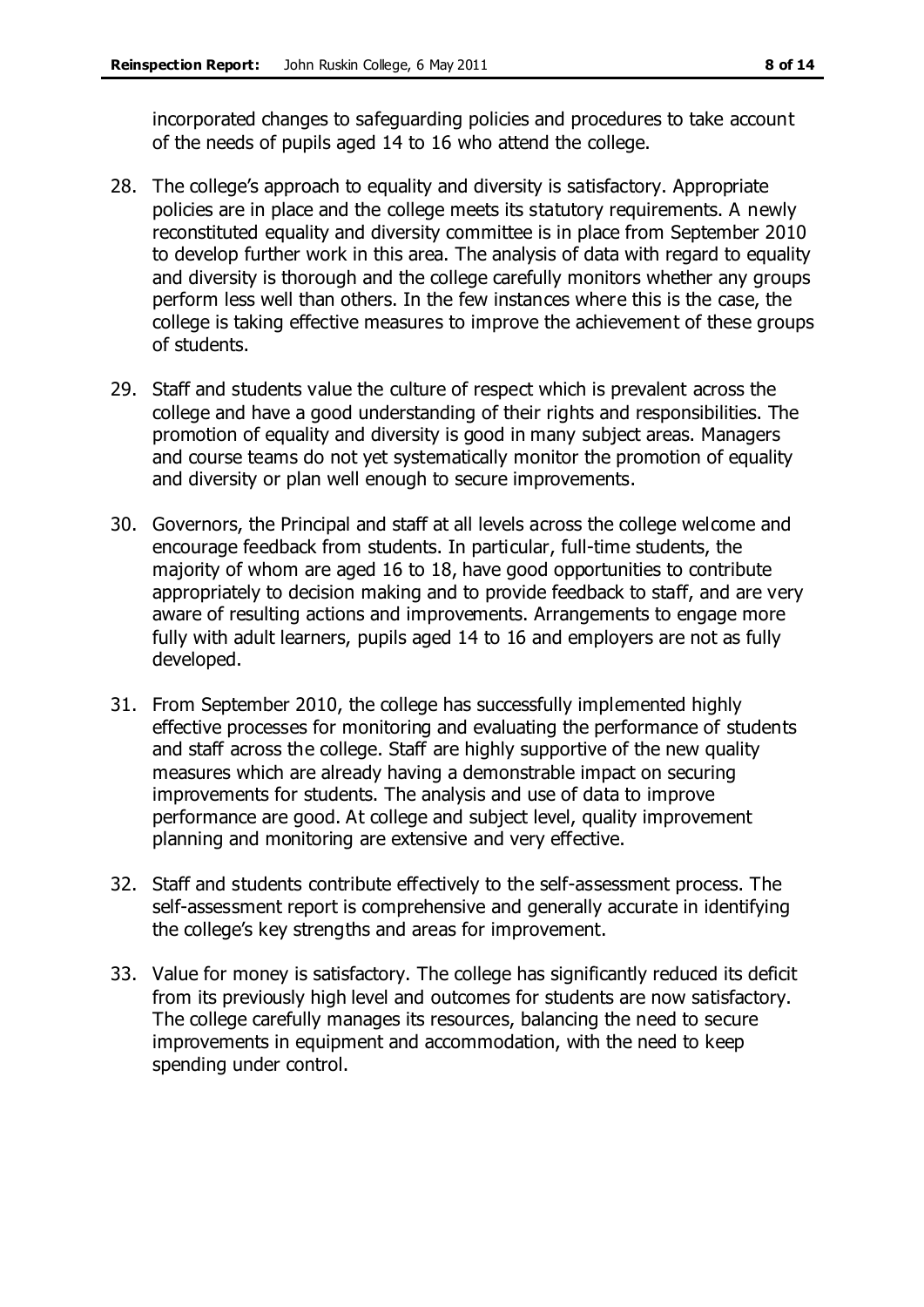incorporated changes to safeguarding policies and procedures to take account of the needs of pupils aged 14 to 16 who attend the college.

28. The college's approach to equality and diversity is satisfactory. Appropriate policies are in place and the college meets its statutory requirements. A newly reconstituted equality and diversity committee is in place from September 2010 to develop further work in this area. The analysis of data with regard to equality and diversity is thorough and the college carefully monitors whether any groups perform less well than others. In the few instances where this is the case, the college is taking effective measures to improve the achievement of these groups of students.

29. Staff and students value the culture of respect which is prevalent across the college and have a good understanding of their rights and responsibilities. The promotion of equality and diversity is good in many subject areas. Managers and course teams do not yet systematically monitor the promotion of equality and diversity or plan well enough to secure improvements.

30. Governors, the Principal and staff at all levels across the college welcome and encourage feedback from students. In particular, full-time students, the majority of whom are aged 16 to 18, have good opportunities to contribute appropriately to decision making and to provide feedback to staff, and are very aware of resulting actions and improvements. Arrangements to engage more fully with adult learners, pupils aged 14 to 16 and employers are not as fully developed.

31. From September 2010, the college has successfully implemented highly effective processes for monitoring and evaluating the performance of students and staff across the college. Staff are highly supportive of the new quality measures which are already having a demonstrable impact on securing improvements for students. The analysis and use of data to improve performance are good. At college and subject level, quality improvement planning and monitoring are extensive and very effective.

32. Staff and students contribute effectively to the self-assessment process. The self-assessment report is comprehensive and generally accurate in identifying the college's key strengths and areas for improvement.

33. Value for money is satisfactory. The college has significantly reduced its deficit from its previously high level and outcomes for students are now satisfactory. The college carefully manages its resources, balancing the need to secure improvements in equipment and accommodation, with the need to keep spending under control.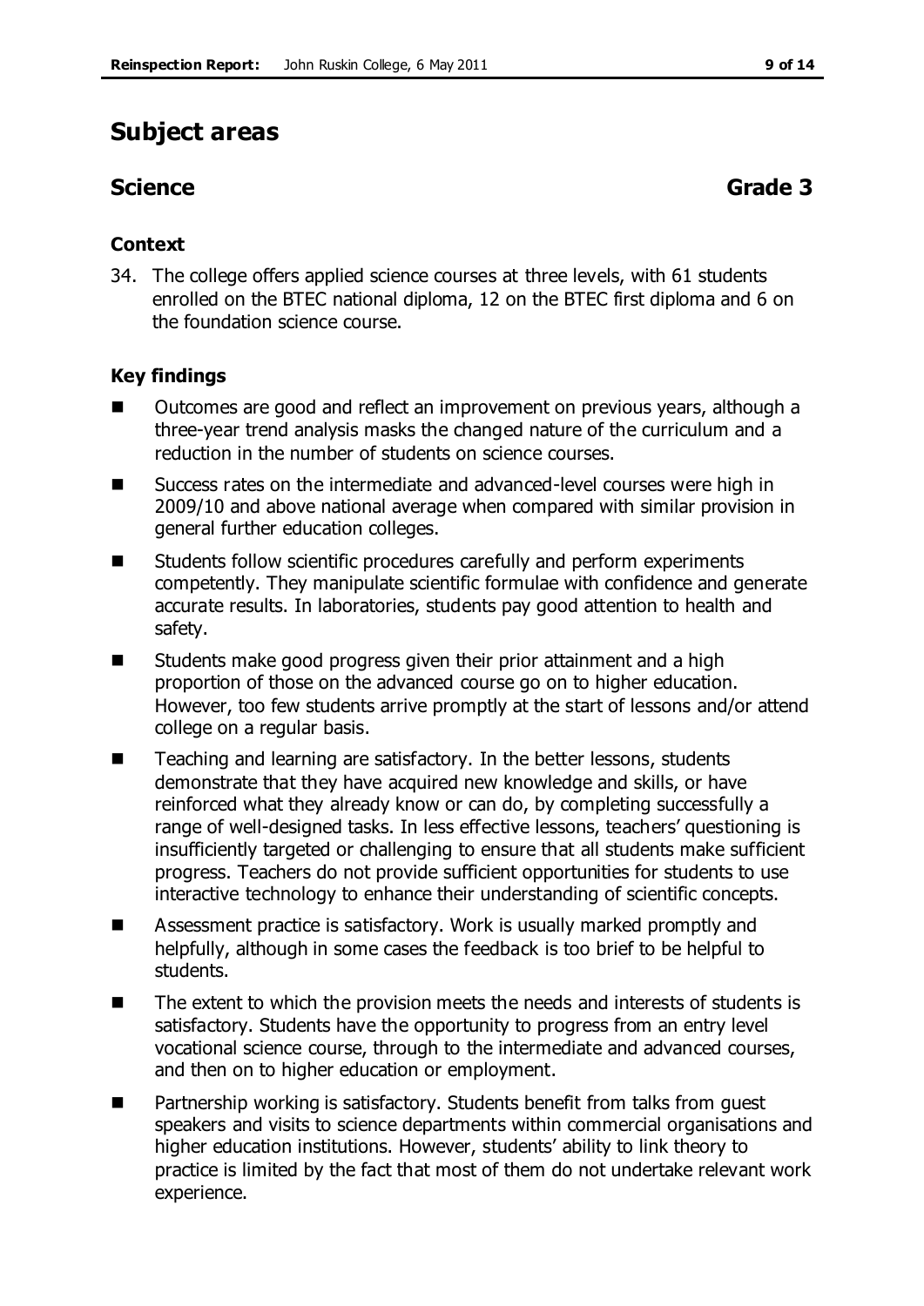# Subject areas

## Science Grade 3

### Context

34. The college offers applied science courses at three levels, with 61 students enrolled on the BTEC national diploma, 12 on the BTEC first diploma and 6 on the foundation science course.

### Key findings

- Outcomes are good and reflect an improvement on previous years, although a three-year trend analysis masks the changed nature of the curriculum and a reduction in the number of students on science courses.
- Success rates on the intermediate and advanced-level courses were high in 2009/10 and above national average when compared with similar provision in general further education colleges.
- Students follow scientific procedures carefully and perform experiments competently. They manipulate scientific formulae with confidence and generate accurate results. In laboratories, students pay good attention to health and safety.
- Students make good progress given their prior attainment and a high proportion of those on the advanced course go on to higher education. However, too few students arrive promptly at the start of lessons and/or attend college on a regular basis.
- Teaching and learning are satisfactory. In the better lessons, students demonstrate that they have acquired new knowledge and skills, or have reinforced what they already know or can do, by completing successfully a range of well-designed tasks. In less effective lessons, teachers' questioning is insufficiently targeted or challenging to ensure that all students make sufficient progress. Teachers do not provide sufficient opportunities for students to use interactive technology to enhance their understanding of scientific concepts.
- Assessment practice is satisfactory. Work is usually marked promptly and helpfully, although in some cases the feedback is too brief to be helpful to students.
- The extent to which the provision meets the needs and interests of students is satisfactory. Students have the opportunity to progress from an entry level vocational science course, through to the intermediate and advanced courses, and then on to higher education or employment.
- Partnership working is satisfactory. Students benefit from talks from guest speakers and visits to science departments within commercial organisations and higher education institutions. However, students' ability to link theory to practice is limited by the fact that most of them do not undertake relevant work experience.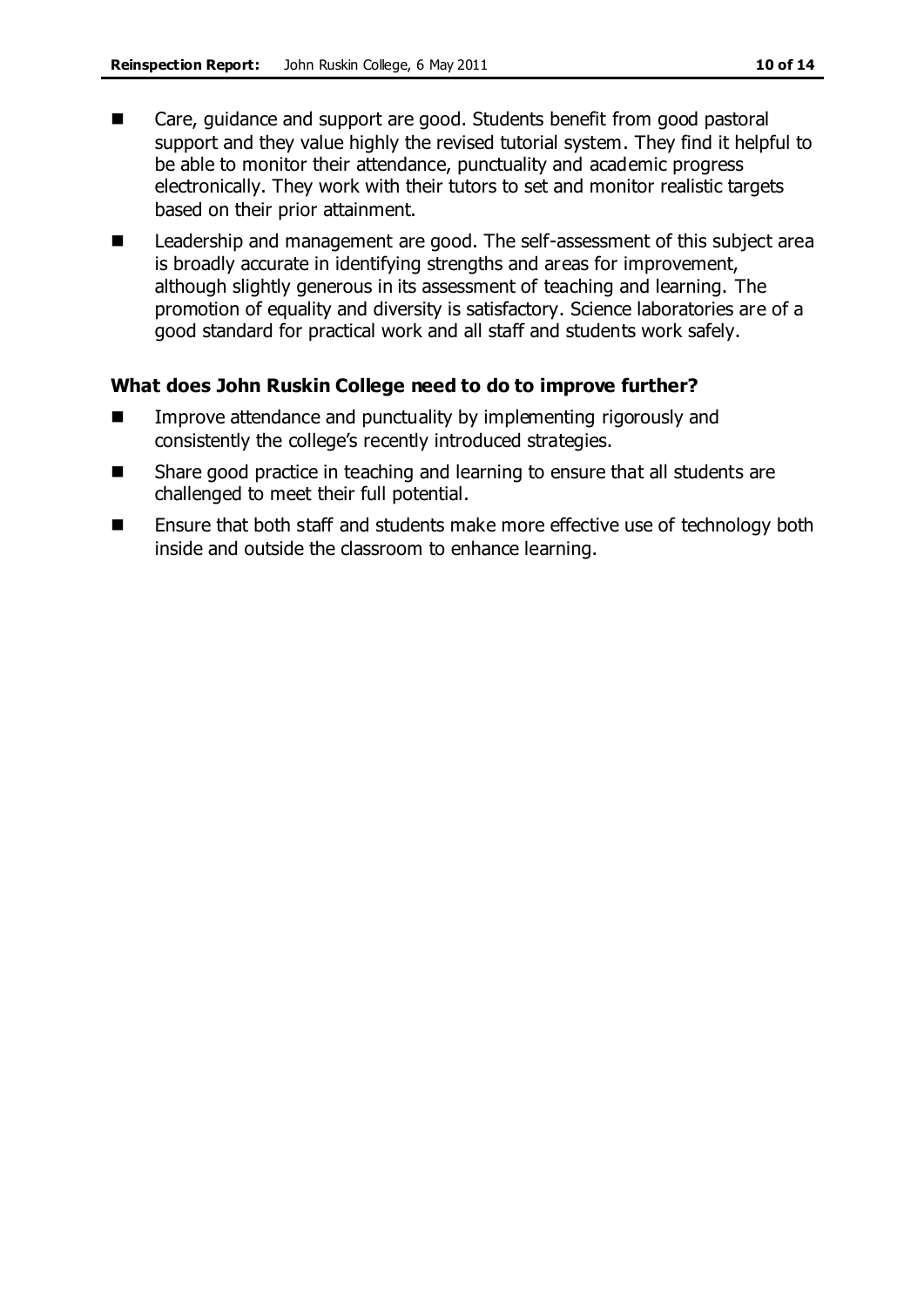- Care, guidance and support are good. Students benefit from good pastoral support and they value highly the revised tutorial system. They find it helpful to be able to monitor their attendance, punctuality and academic progress electronically. They work with their tutors to set and monitor realistic targets based on their prior attainment.
- Leadership and management are good. The self-assessment of this subject area is broadly accurate in identifying strengths and areas for improvement, although slightly generous in its assessment of teaching and learning. The promotion of equality and diversity is satisfactory. Science laboratories are of a good standard for practical work and all staff and students work safely.

### What does John Ruskin College need to do to improve further?

- Improve attendance and punctuality by implementing rigorously and consistently the college's recently introduced strategies.
- Share good practice in teaching and learning to ensure that all students are challenged to meet their full potential.
- Ensure that both staff and students make more effective use of technology both inside and outside the classroom to enhance learning.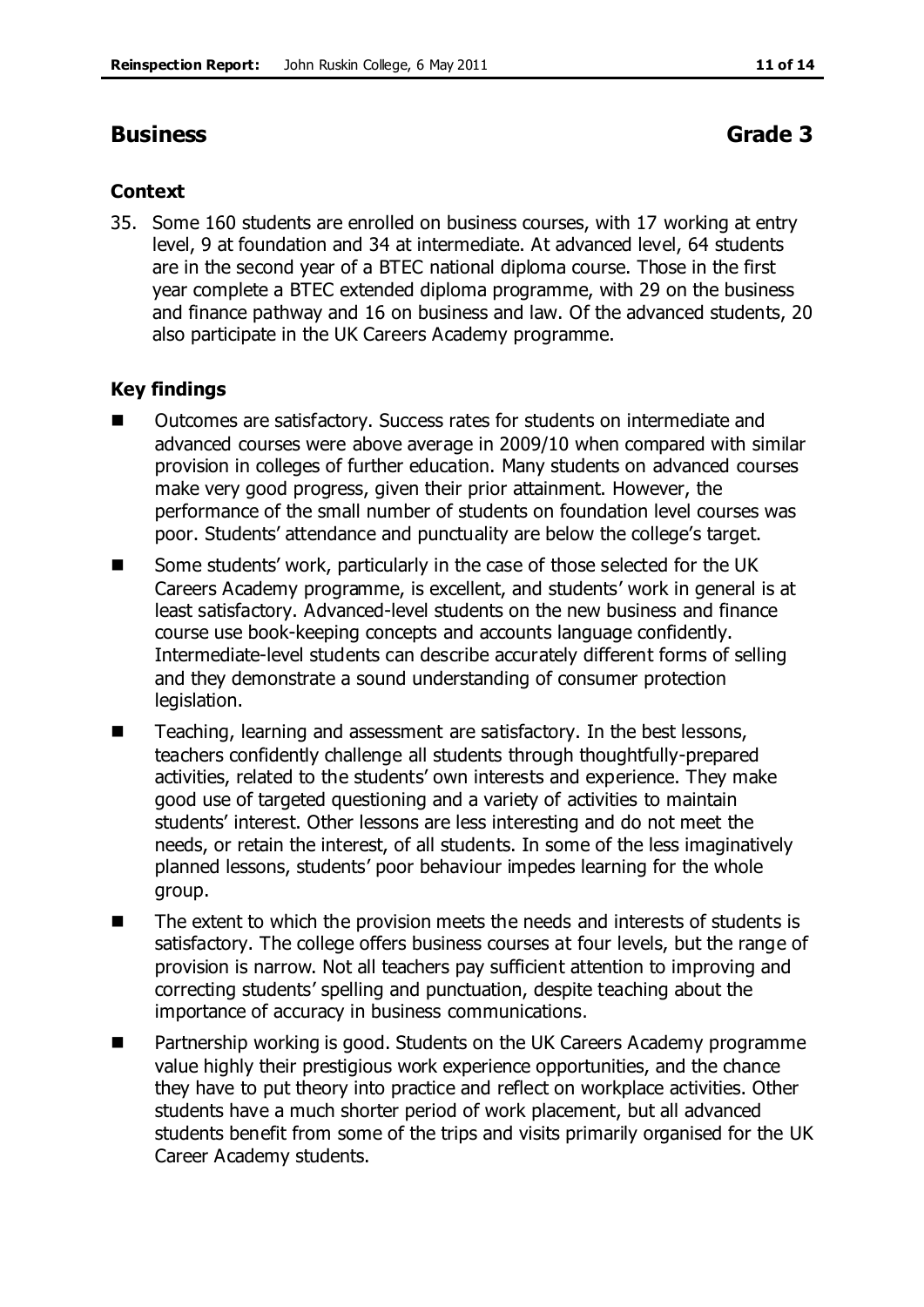## Business Grade 3

### Context

35. Some 160 students are enrolled on business courses, with 17 working at entry level, 9 at foundation and 34 at intermediate. At advanced level, 64 students are in the second year of a BTEC national diploma course. Those in the first year complete a BTEC extended diploma programme, with 29 on the business and finance pathway and 16 on business and law. Of the advanced students, 20 also participate in the UK Careers Academy programme.

### Key findings

- Outcomes are satisfactory. Success rates for students on intermediate and advanced courses were above average in 2009/10 when compared with similar provision in colleges of further education. Many students on advanced courses make very good progress, given their prior attainment. However, the performance of the small number of students on foundation level courses was poor. Students' attendance and punctuality are below the college's target.
- Some students' work, particularly in the case of those selected for the UK Careers Academy programme, is excellent, and students' work in general is at least satisfactory. Advanced-level students on the new business and finance course use book-keeping concepts and accounts language confidently. Intermediate-level students can describe accurately different forms of selling and they demonstrate a sound understanding of consumer protection legislation.
- Teaching, learning and assessment are satisfactory. In the best lessons, teachers confidently challenge all students through thoughtfully-prepared activities, related to the students' own interests and experience. They make good use of targeted questioning and a variety of activities to maintain students' interest. Other lessons are less interesting and do not meet the needs, or retain the interest, of all students. In some of the less imaginatively planned lessons, students' poor behaviour impedes learning for the whole group.
- The extent to which the provision meets the needs and interests of students is satisfactory. The college offers business courses at four levels, but the range of provision is narrow. Not all teachers pay sufficient attention to improving and correcting students' spelling and punctuation, despite teaching about the importance of accuracy in business communications.
- Partnership working is good. Students on the UK Careers Academy programme value highly their prestigious work experience opportunities, and the chance they have to put theory into practice and reflect on workplace activities. Other students have a much shorter period of work placement, but all advanced students benefit from some of the trips and visits primarily organised for the UK Career Academy students.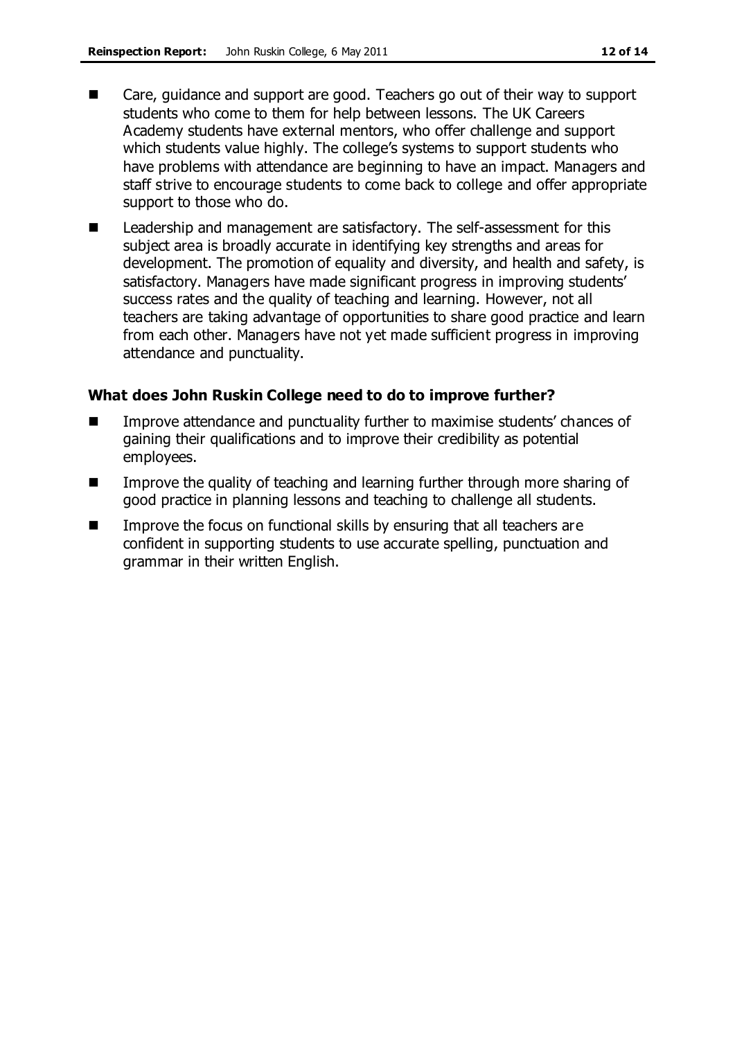- Care, guidance and support are good. Teachers go out of their way to support students who come to them for help between lessons. The UK Careers Academy students have external mentors, who offer challenge and support which students value highly. The college's systems to support students who have problems with attendance are beginning to have an impact. Managers and staff strive to encourage students to come back to college and offer appropriate support to those who do.
- Leadership and management are satisfactory. The self-assessment for this subject area is broadly accurate in identifying key strengths and areas for development. The promotion of equality and diversity, and health and safety, is satisfactory. Managers have made significant progress in improving students' success rates and the quality of teaching and learning. However, not all teachers are taking advantage of opportunities to share good practice and learn from each other. Managers have not yet made sufficient progress in improving attendance and punctuality.

### What does John Ruskin College need to do to improve further?

- Improve attendance and punctuality further to maximise students' chances of gaining their qualifications and to improve their credibility as potential employees.
- Improve the quality of teaching and learning further through more sharing of good practice in planning lessons and teaching to challenge all students.
- Improve the focus on functional skills by ensuring that all teachers are confident in supporting students to use accurate spelling, punctuation and grammar in their written English.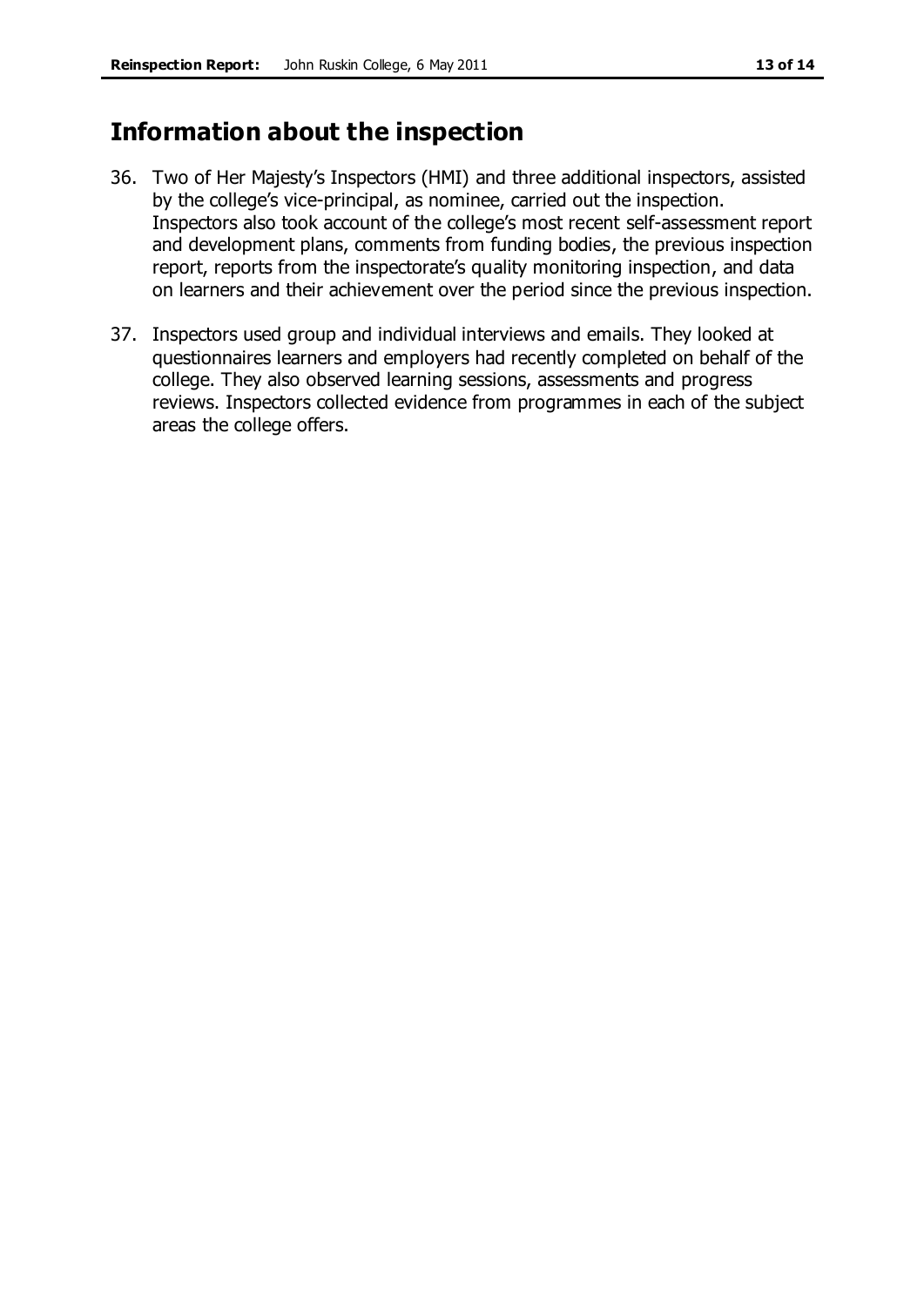## Information about the inspection

36. Two of Her Majesty's Inspectors (HMI) and three additional inspectors, assisted by the college's vice-principal, as nominee, carried out the inspection. Inspectors also took account of the college's most recent self-assessment report and development plans, comments from funding bodies, the previous inspection report, reports from the inspectorate's quality monitoring inspection, and data on learners and their achievement over the period since the previous inspection.

37. Inspectors used group and individual interviews and emails. They looked at questionnaires learners and employers had recently completed on behalf of the college. They also observed learning sessions, assessments and progress reviews. Inspectors collected evidence from programmes in each of the subject areas the college offers.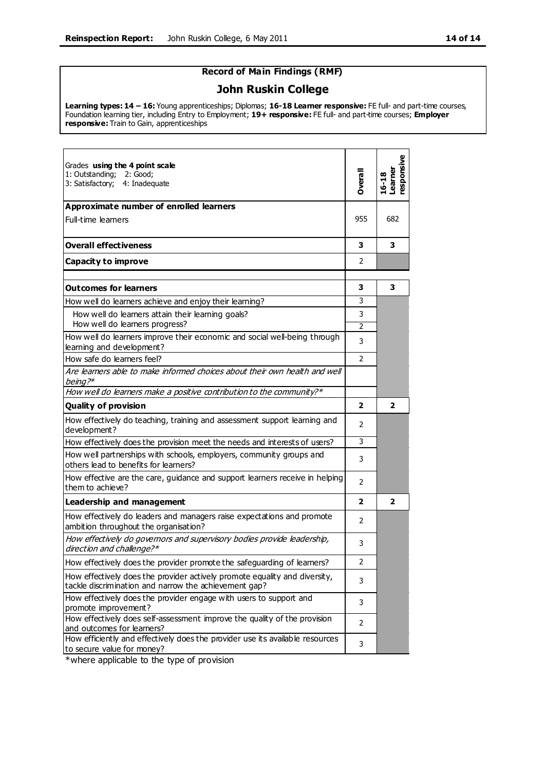## Record of Main Findings (RMF)

## John Ruskin College

**Learning types: 14 – 16:** Young apprenticeships; Diplomas; **16-18 Learner responsive:** FE full- and part-time courses, Foundation learning tier, including Entry to Employment; **19+ responsive:** FE full- and part-time courses; **Employer responsive:** Train to Gain, apprenticeships

| Grades **using the 4 point scale**<br>1: Outstanding; 2: Good;<br>3: Satisfactory; 4: Inadequate | **Overall** | **16-18 Learner responsive** |
|---|---|---|
| **Approximate number of enrolled learners** | | |
| Full-time learners | 955 | 682 |
| **Overall effectiveness** | **3** | **3** |
| **Capacity to improve** | 2 | |
| | | |
| **Outcomes for learners** | **3** | **3** |
| How well do learners achieve and enjoy their learning? | 3 | |
| How well do learners attain their learning goals? | 3 | |
| How well do learners progress? | 2 | |
| How well do learners improve their economic and social well-being through learning and development? | 3 | |
| How safe do learners feel? | 2 | |
| *Are learners able to make informed choices about their own health and well being?** | | |
| *How well do learners make a positive contribution to the community?** | | |
| **Quality of provision** | **2** | **2** |
| How effectively do teaching, training and assessment support learning and development? | 2 | |
| How effectively does the provision meet the needs and interests of users? | 3 | |
| How well partnerships with schools, employers, community groups and others lead to benefits for learners? | 3 | |
| How effective are the care, guidance and support learners receive in helping them to achieve? | 2 | |
| **Leadership and management** | **2** | **2** |
| How effectively do leaders and managers raise expectations and promote ambition throughout the organisation? | 2 | |
| *How effectively do governors and supervisory bodies provide leadership, direction and challenge?** | 3 | |
| How effectively does the provider promote the safeguarding of learners? | 2 | |
| How effectively does the provider actively promote equality and diversity, tackle discrimination and narrow the achievement gap? | 3 | |
| How effectively does the provider engage with users to support and promote improvement? | 3 | |
| How effectively does self-assessment improve the quality of the provision and outcomes for learners? | 2 | |
| How efficiently and effectively does the provider use its available resources to secure value for money? | 3 | |

*where applicable to the type of provision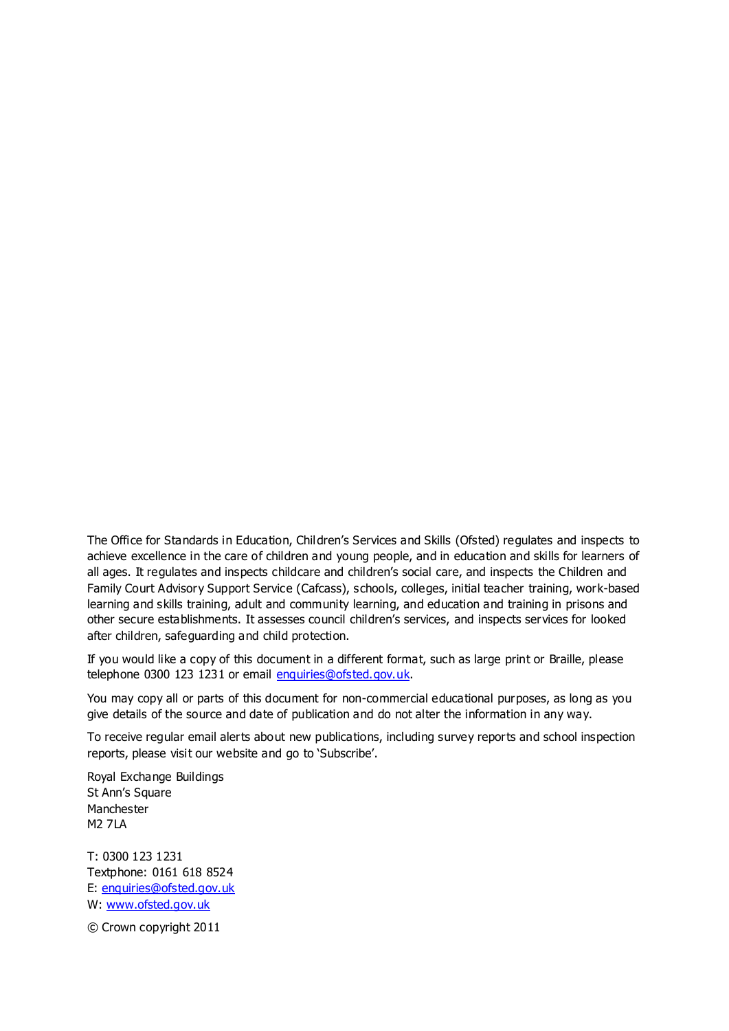The Office for Standards in Education, Children's Services and Skills (Ofsted) regulates and inspects to achieve excellence in the care of children and young people, and in education and skills for learners of all ages. It regulates and inspects childcare and children's social care, and inspects the Children and Family Court Advisory Support Service (Cafcass), schools, colleges, initial teacher training, work-based learning and skills training, adult and community learning, and education and training in prisons and other secure establishments. It assesses council children's services, and inspects services for looked after children, safeguarding and child protection.

If you would like a copy of this document in a different format, such as large print or Braille, please telephone 0300 123 1231 or email enquiries@ofsted.gov.uk.

You may copy all or parts of this document for non-commercial educational purposes, as long as you give details of the source and date of publication and do not alter the information in any way.

To receive regular email alerts about new publications, including survey reports and school inspection reports, please visit our website and go to 'Subscribe'.

Royal Exchange Buildings
St Ann's Square
Manchester
M2 7LA

T: 0300 123 1231
Textphone: 0161 618 8524
E: enquiries@ofsted.gov.uk
W: www.ofsted.gov.uk

© Crown copyright 2011